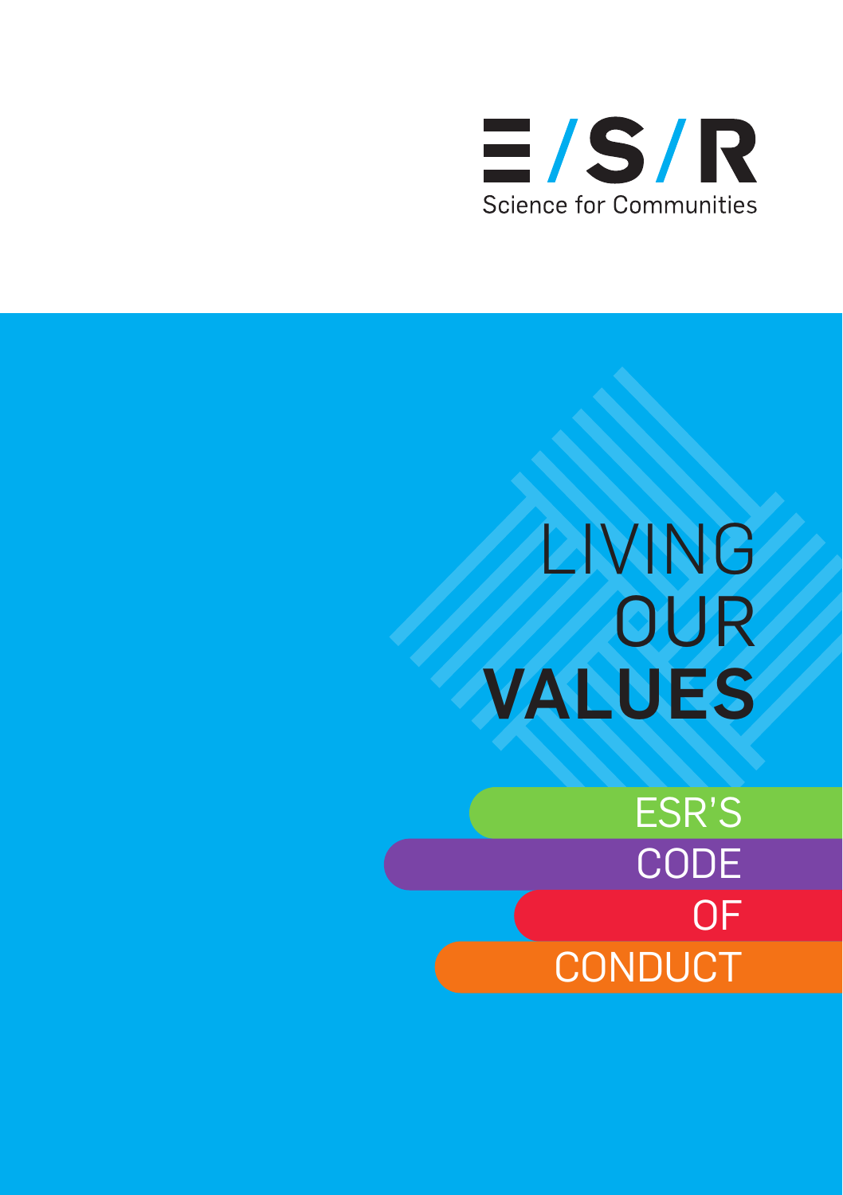E/S/R

Science for Communities

# LIVING OUR **VALUES**

## ESR'S CODE OF CONDUCT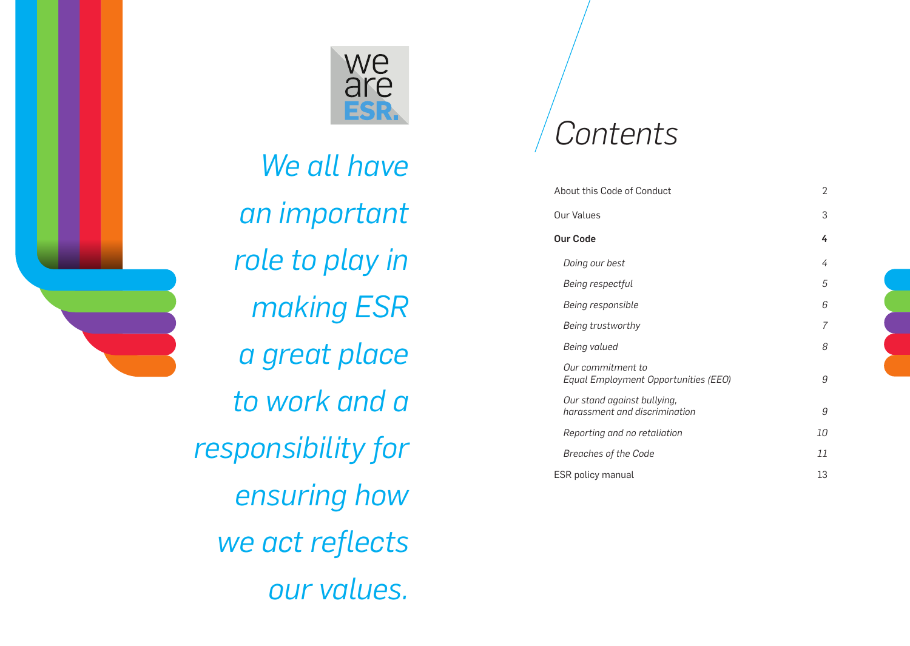we are ESR.

*We all have an important role to play in making ESR a great place to work and a responsibility for ensuring how we act reflects our values.*

# Contents

| | |
|---|---|
| About this Code of Conduct | 2 |
| Our Values | 3 |
| **Our Code** | **4** |
| *Doing our best* | *4* |
| *Being respectful* | *5* |
| *Being responsible* | *6* |
| *Being trustworthy* | *7* |
| *Being valued* | *8* |
| *Our commitment to Equal Employment Opportunities (EEO)* | *9* |
| *Our stand against bullying, harassment and discrimination* | *9* |
| *Reporting and no retaliation* | *10* |
| *Breaches of the Code* | *11* |
| ESR policy manual | 13 |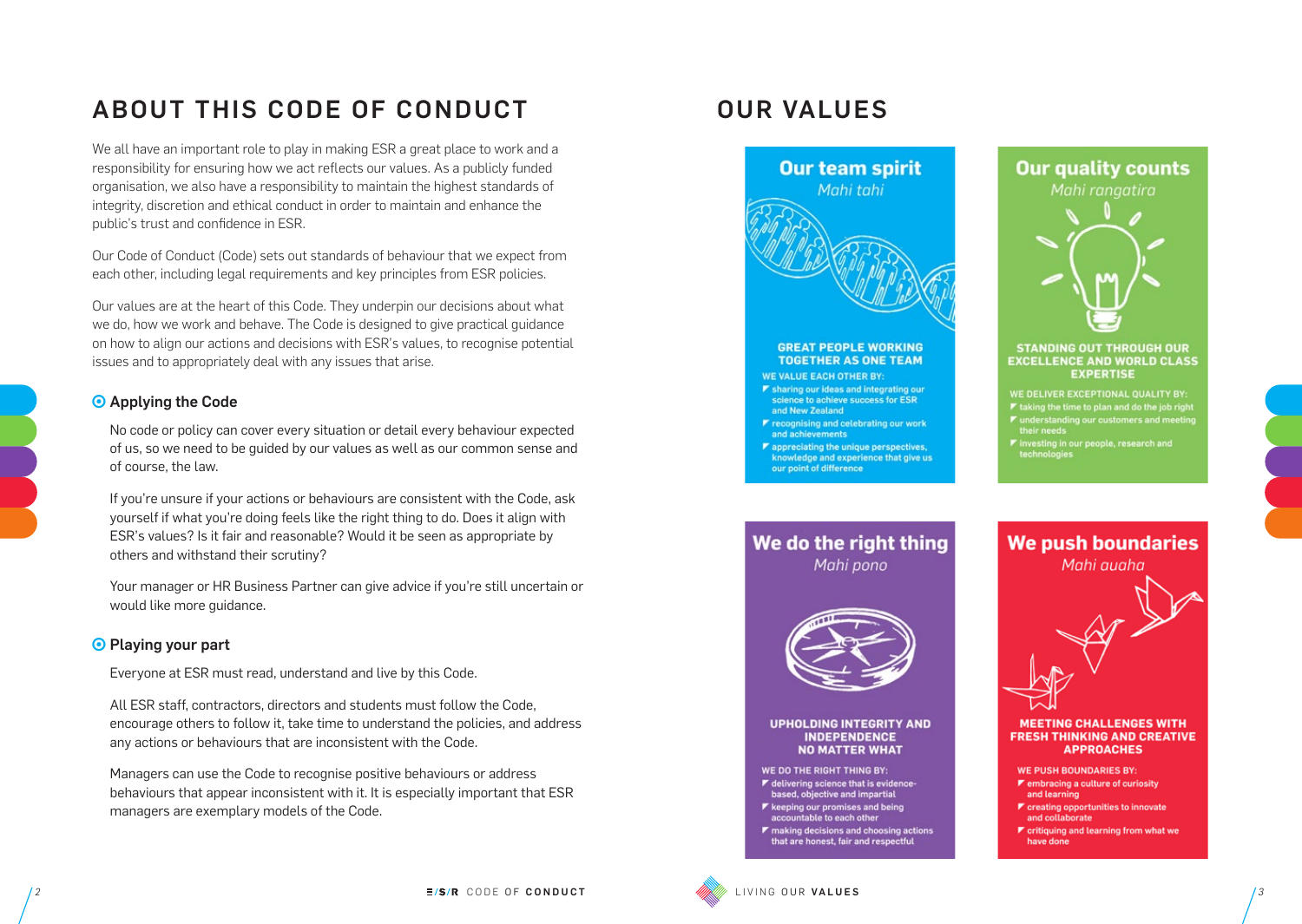# ABOUT THIS CODE OF CONDUCT

We all have an important role to play in making ESR a great place to work and a responsibility for ensuring how we act reflects our values. As a publicly funded organisation, we also have a responsibility to maintain the highest standards of integrity, discretion and ethical conduct in order to maintain and enhance the public's trust and confidence in ESR.

Our Code of Conduct (Code) sets out standards of behaviour that we expect from each other, including legal requirements and key principles from ESR policies.

Our values are at the heart of this Code. They underpin our decisions about what we do, how we work and behave. The Code is designed to give practical guidance on how to align our actions and decisions with ESR's values, to recognise potential issues and to appropriately deal with any issues that arise.

### Applying the Code

No code or policy can cover every situation or detail every behaviour expected of us, so we need to be guided by our values as well as our common sense and of course, the law.

If you're unsure if your actions or behaviours are consistent with the Code, ask yourself if what you're doing feels like the right thing to do. Does it align with ESR's values? Is it fair and reasonable? Would it be seen as appropriate by others and withstand their scrutiny?

Your manager or HR Business Partner can give advice if you're still uncertain or would like more guidance.

### Playing your part

Everyone at ESR must read, understand and live by this Code.

All ESR staff, contractors, directors and students must follow the Code, encourage others to follow it, take time to understand the policies, and address any actions or behaviours that are inconsistent with the Code.

Managers can use the Code to recognise positive behaviours or address behaviours that appear inconsistent with it. It is especially important that ESR managers are exemplary models of the Code.

# OUR VALUES

## Our team spirit
*Mahi tahi*

**GREAT PEOPLE WORKING TOGETHER AS ONE TEAM**

WE VALUE EACH OTHER BY:
- sharing our ideas and integrating our science to achieve success for ESR and New Zealand
- recognising and celebrating our work and achievements
- appreciating the unique perspectives, knowledge and experience that give us our point of difference

## Our quality counts
*Mahi rangatira*

**STANDING OUT THROUGH OUR EXCELLENCE AND WORLD CLASS EXPERTISE**

WE DELIVER EXCEPTIONAL QUALITY BY:
- taking the time to plan and do the job right
- understanding our customers and meeting their needs
- investing in our people, research and technologies

## We do the right thing
*Mahi pono*

**UPHOLDING INTEGRITY AND INDEPENDENCE NO MATTER WHAT**

WE DO THE RIGHT THING BY:
- delivering science that is evidence-based, objective and impartial
- keeping our promises and being accountable to each other
- making decisions and choosing actions that are honest, fair and respectful

## We push boundaries
*Mahi auaha*

**MEETING CHALLENGES WITH FRESH THINKING AND CREATIVE APPROACHES**

WE PUSH BOUNDARIES BY:
- embracing a culture of curiosity and learning
- creating opportunities to innovate and collaborate
- critiquing and learning from what we have done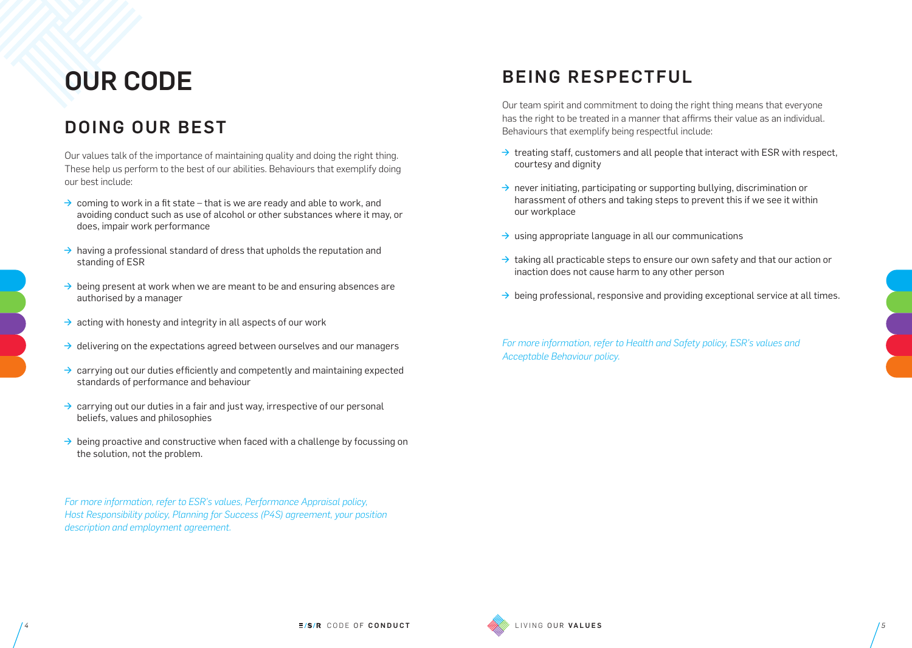# OUR CODE

## DOING OUR BEST

Our values talk of the importance of maintaining quality and doing the right thing. These help us perform to the best of our abilities. Behaviours that exemplify doing our best include:

- → coming to work in a fit state – that is we are ready and able to work, and avoiding conduct such as use of alcohol or other substances where it may, or does, impair work performance
- → having a professional standard of dress that upholds the reputation and standing of ESR
- → being present at work when we are meant to be and ensuring absences are authorised by a manager
- → acting with honesty and integrity in all aspects of our work
- → delivering on the expectations agreed between ourselves and our managers
- → carrying out our duties efficiently and competently and maintaining expected standards of performance and behaviour
- → carrying out our duties in a fair and just way, irrespective of our personal beliefs, values and philosophies
- → being proactive and constructive when faced with a challenge by focussing on the solution, not the problem.

*For more information, refer to ESR's values, Performance Appraisal policy, Host Responsibility policy, Planning for Success (P4S) agreement, your position description and employment agreement.*

## BEING RESPECTFUL

Our team spirit and commitment to doing the right thing means that everyone has the right to be treated in a manner that affirms their value as an individual. Behaviours that exemplify being respectful include:

- → treating staff, customers and all people that interact with ESR with respect, courtesy and dignity
- → never initiating, participating or supporting bullying, discrimination or harassment of others and taking steps to prevent this if we see it within our workplace
- → using appropriate language in all our communications
- → taking all practicable steps to ensure our own safety and that our action or inaction does not cause harm to any other person
- → being professional, responsive and providing exceptional service at all times.

*For more information, refer to Health and Safety policy, ESR's values and Acceptable Behaviour policy.*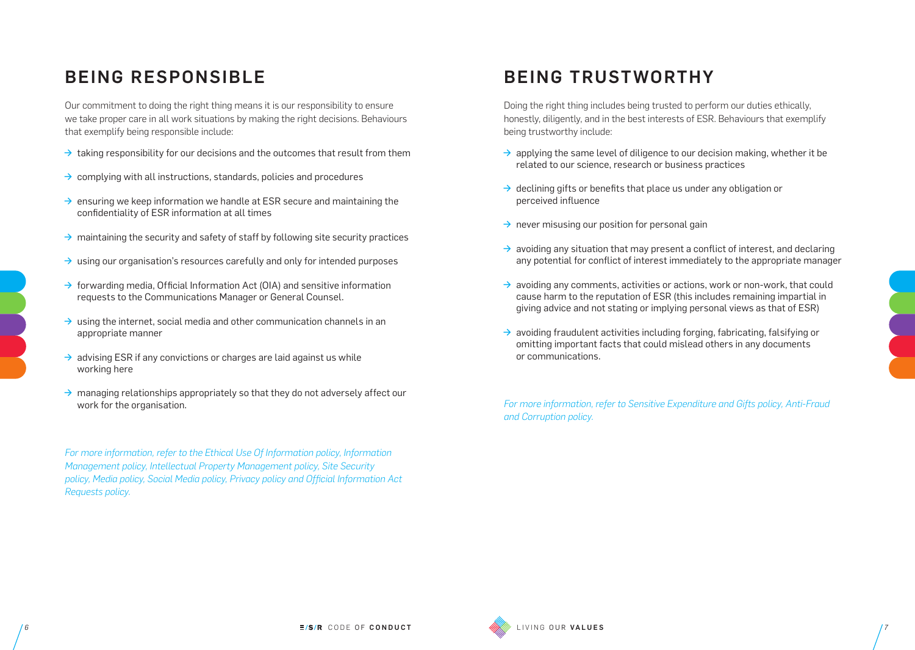## BEING RESPONSIBLE

Our commitment to doing the right thing means it is our responsibility to ensure we take proper care in all work situations by making the right decisions. Behaviours that exemplify being responsible include:

- → taking responsibility for our decisions and the outcomes that result from them
- → complying with all instructions, standards, policies and procedures
- → ensuring we keep information we handle at ESR secure and maintaining the confidentiality of ESR information at all times
- → maintaining the security and safety of staff by following site security practices
- → using our organisation's resources carefully and only for intended purposes
- → forwarding media, Official Information Act (OIA) and sensitive information requests to the Communications Manager or General Counsel.
- → using the internet, social media and other communication channels in an appropriate manner
- → advising ESR if any convictions or charges are laid against us while working here
- → managing relationships appropriately so that they do not adversely affect our work for the organisation.

*For more information, refer to the Ethical Use Of Information policy, Information Management policy, Intellectual Property Management policy, Site Security policy, Media policy, Social Media policy, Privacy policy and Official Information Act Requests policy.*

## BEING TRUSTWORTHY

Doing the right thing includes being trusted to perform our duties ethically, honestly, diligently, and in the best interests of ESR. Behaviours that exemplify being trustworthy include:

- → applying the same level of diligence to our decision making, whether it be related to our science, research or business practices
- → declining gifts or benefits that place us under any obligation or perceived influence
- → never misusing our position for personal gain
- → avoiding any situation that may present a conflict of interest, and declaring any potential for conflict of interest immediately to the appropriate manager
- → avoiding any comments, activities or actions, work or non-work, that could cause harm to the reputation of ESR (this includes remaining impartial in giving advice and not stating or implying personal views as that of ESR)
- → avoiding fraudulent activities including forging, fabricating, falsifying or omitting important facts that could mislead others in any documents or communications.

*For more information, refer to Sensitive Expenditure and Gifts policy, Anti-Fraud and Corruption policy.*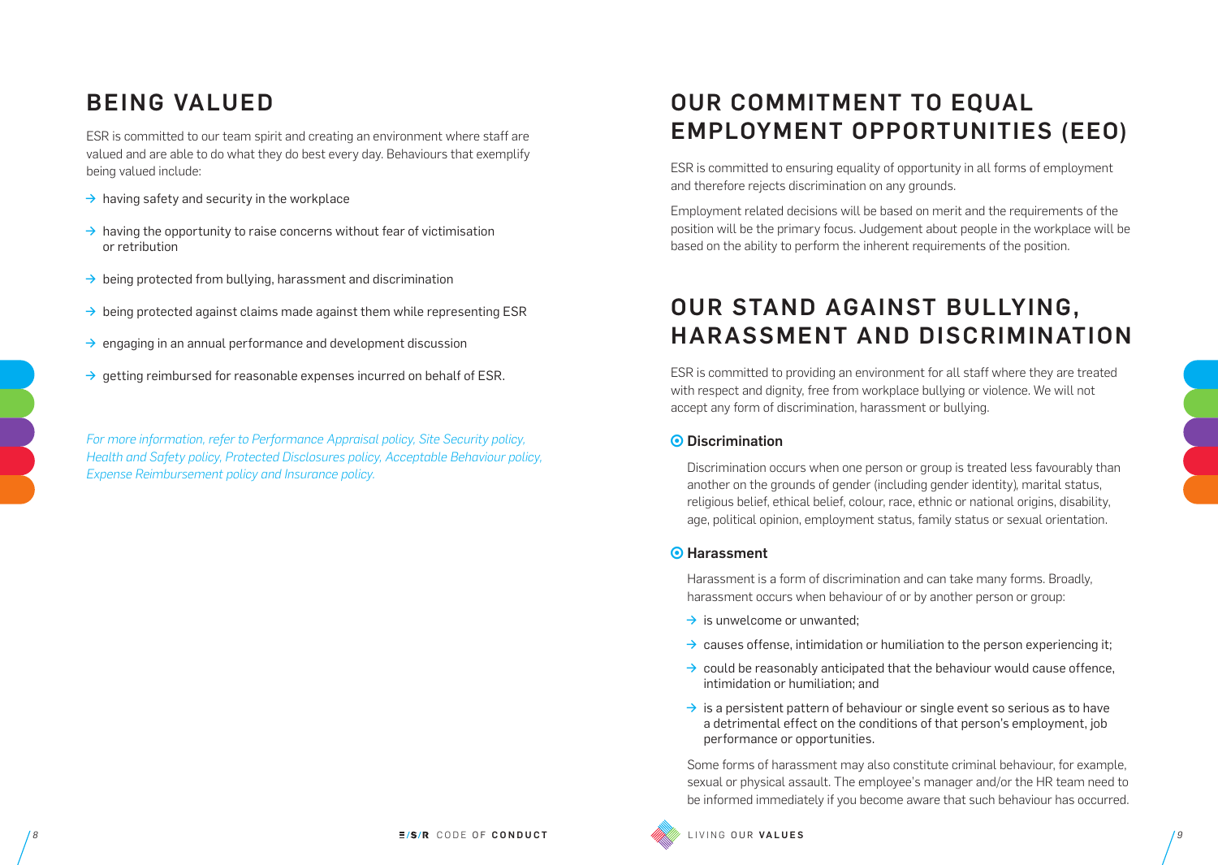## BEING VALUED

ESR is committed to our team spirit and creating an environment where staff are valued and are able to do what they do best every day. Behaviours that exemplify being valued include:

- having safety and security in the workplace
- having the opportunity to raise concerns without fear of victimisation or retribution
- being protected from bullying, harassment and discrimination
- being protected against claims made against them while representing ESR
- engaging in an annual performance and development discussion
- getting reimbursed for reasonable expenses incurred on behalf of ESR.

*For more information, refer to Performance Appraisal policy, Site Security policy, Health and Safety policy, Protected Disclosures policy, Acceptable Behaviour policy, Expense Reimbursement policy and Insurance policy.*

## OUR COMMITMENT TO EQUAL EMPLOYMENT OPPORTUNITIES (EEO)

ESR is committed to ensuring equality of opportunity in all forms of employment and therefore rejects discrimination on any grounds.

Employment related decisions will be based on merit and the requirements of the position will be the primary focus. Judgement about people in the workplace will be based on the ability to perform the inherent requirements of the position.

## OUR STAND AGAINST BULLYING, HARASSMENT AND DISCRIMINATION

ESR is committed to providing an environment for all staff where they are treated with respect and dignity, free from workplace bullying or violence. We will not accept any form of discrimination, harassment or bullying.

### Discrimination

Discrimination occurs when one person or group is treated less favourably than another on the grounds of gender (including gender identity), marital status, religious belief, ethical belief, colour, race, ethnic or national origins, disability, age, political opinion, employment status, family status or sexual orientation.

### Harassment

Harassment is a form of discrimination and can take many forms. Broadly, harassment occurs when behaviour of or by another person or group:

- is unwelcome or unwanted;
- causes offense, intimidation or humiliation to the person experiencing it;
- could be reasonably anticipated that the behaviour would cause offence, intimidation or humiliation; and
- is a persistent pattern of behaviour or single event so serious as to have a detrimental effect on the conditions of that person's employment, job performance or opportunities.

Some forms of harassment may also constitute criminal behaviour, for example, sexual or physical assault. The employee's manager and/or the HR team need to be informed immediately if you become aware that such behaviour has occurred.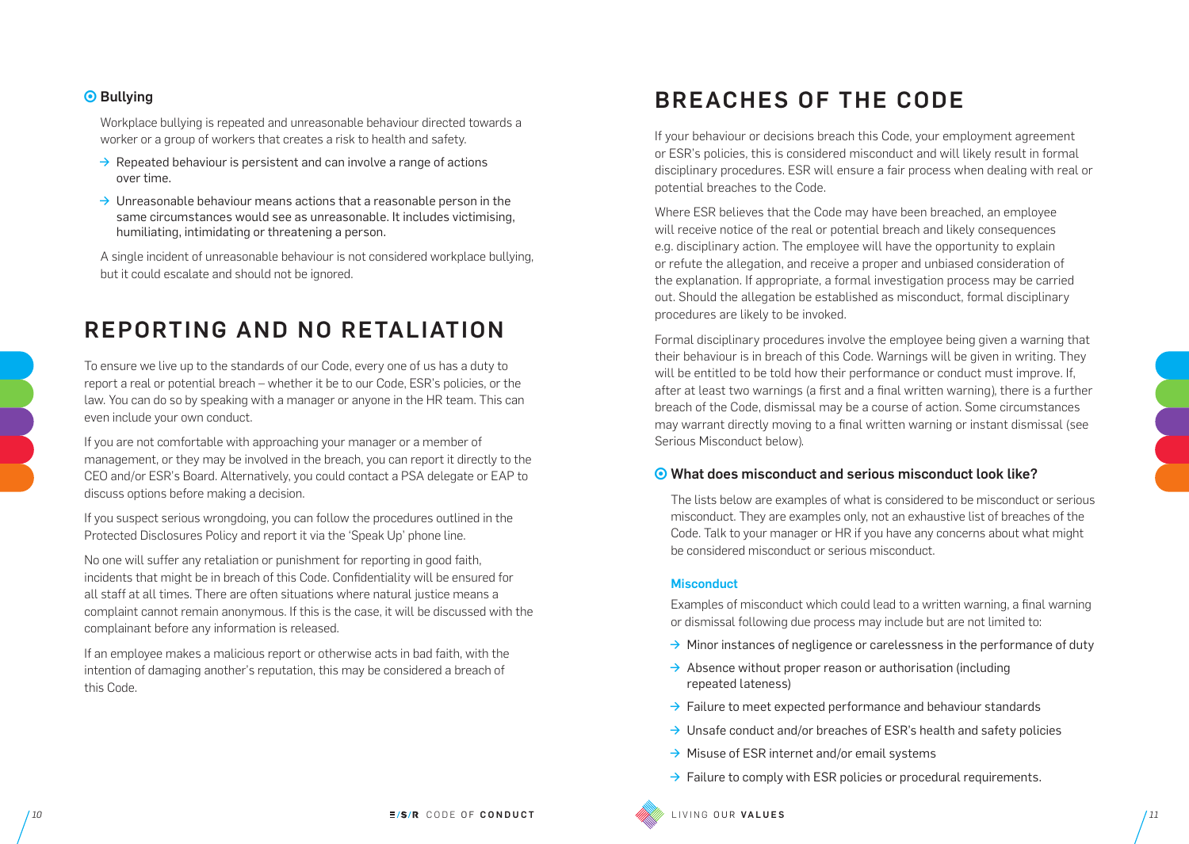### Bullying

Workplace bullying is repeated and unreasonable behaviour directed towards a worker or a group of workers that creates a risk to health and safety.

- Repeated behaviour is persistent and can involve a range of actions over time.
- Unreasonable behaviour means actions that a reasonable person in the same circumstances would see as unreasonable. It includes victimising, humiliating, intimidating or threatening a person.

A single incident of unreasonable behaviour is not considered workplace bullying, but it could escalate and should not be ignored.

## REPORTING AND NO RETALIATION

To ensure we live up to the standards of our Code, every one of us has a duty to report a real or potential breach – whether it be to our Code, ESR's policies, or the law. You can do so by speaking with a manager or anyone in the HR team. This can even include your own conduct.

If you are not comfortable with approaching your manager or a member of management, or they may be involved in the breach, you can report it directly to the CEO and/or ESR's Board. Alternatively, you could contact a PSA delegate or EAP to discuss options before making a decision.

If you suspect serious wrongdoing, you can follow the procedures outlined in the Protected Disclosures Policy and report it via the 'Speak Up' phone line.

No one will suffer any retaliation or punishment for reporting in good faith, incidents that might be in breach of this Code. Confidentiality will be ensured for all staff at all times. There are often situations where natural justice means a complaint cannot remain anonymous. If this is the case, it will be discussed with the complainant before any information is released.

If an employee makes a malicious report or otherwise acts in bad faith, with the intention of damaging another's reputation, this may be considered a breach of this Code.

## BREACHES OF THE CODE

If your behaviour or decisions breach this Code, your employment agreement or ESR's policies, this is considered misconduct and will likely result in formal disciplinary procedures. ESR will ensure a fair process when dealing with real or potential breaches to the Code.

Where ESR believes that the Code may have been breached, an employee will receive notice of the real or potential breach and likely consequences e.g. disciplinary action. The employee will have the opportunity to explain or refute the allegation, and receive a proper and unbiased consideration of the explanation. If appropriate, a formal investigation process may be carried out. Should the allegation be established as misconduct, formal disciplinary procedures are likely to be invoked.

Formal disciplinary procedures involve the employee being given a warning that their behaviour is in breach of this Code. Warnings will be given in writing. They will be entitled to be told how their performance or conduct must improve. If, after at least two warnings (a first and a final written warning), there is a further breach of the Code, dismissal may be a course of action. Some circumstances may warrant directly moving to a final written warning or instant dismissal (see Serious Misconduct below).

### What does misconduct and serious misconduct look like?

The lists below are examples of what is considered to be misconduct or serious misconduct. They are examples only, not an exhaustive list of breaches of the Code. Talk to your manager or HR if you have any concerns about what might be considered misconduct or serious misconduct.

#### Misconduct

Examples of misconduct which could lead to a written warning, a final warning or dismissal following due process may include but are not limited to:

- Minor instances of negligence or carelessness in the performance of duty
- Absence without proper reason or authorisation (including repeated lateness)
- Failure to meet expected performance and behaviour standards
- Unsafe conduct and/or breaches of ESR's health and safety policies
- Misuse of ESR internet and/or email systems
- Failure to comply with ESR policies or procedural requirements.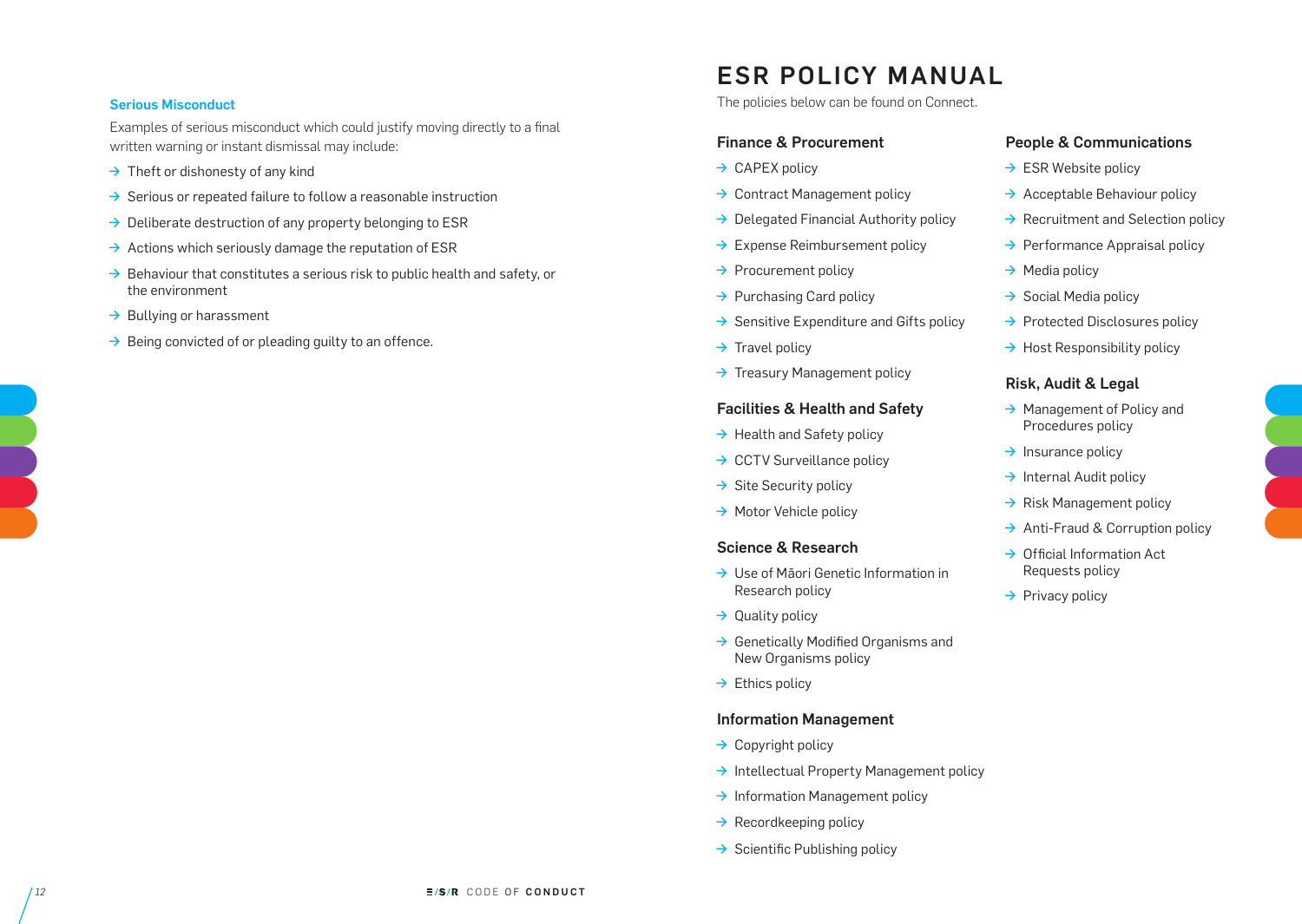### Serious Misconduct

Examples of serious misconduct which could justify moving directly to a final written warning or instant dismissal may include:

- Theft or dishonesty of any kind
- Serious or repeated failure to follow a reasonable instruction
- Deliberate destruction of any property belonging to ESR
- Actions which seriously damage the reputation of ESR
- Behaviour that constitutes a serious risk to public health and safety, or the environment
- Bullying or harassment
- Being convicted of or pleading guilty to an offence.

# ESR POLICY MANUAL

The policies below can be found on Connect.

### Finance & Procurement

- CAPEX policy
- Contract Management policy
- Delegated Financial Authority policy
- Expense Reimbursement policy
- Procurement policy
- Purchasing Card policy
- Sensitive Expenditure and Gifts policy
- Travel policy
- Treasury Management policy

### Facilities & Health and Safety

- Health and Safety policy
- CCTV Surveillance policy
- Site Security policy
- Motor Vehicle policy

### Science & Research

- Use of Māori Genetic Information in Research policy
- Quality policy
- Genetically Modified Organisms and New Organisms policy
- Ethics policy

### Information Management

- Copyright policy
- Intellectual Property Management policy
- Information Management policy
- Recordkeeping policy
- Scientific Publishing policy

### People & Communications

- ESR Website policy
- Acceptable Behaviour policy
- Recruitment and Selection policy
- Performance Appraisal policy
- Media policy
- Social Media policy
- Protected Disclosures policy
- Host Responsibility policy

### Risk, Audit & Legal

- Management of Policy and Procedures policy
- Insurance policy
- Internal Audit policy
- Risk Management policy
- Anti-Fraud & Corruption policy
- Official Information Act Requests policy
- Privacy policy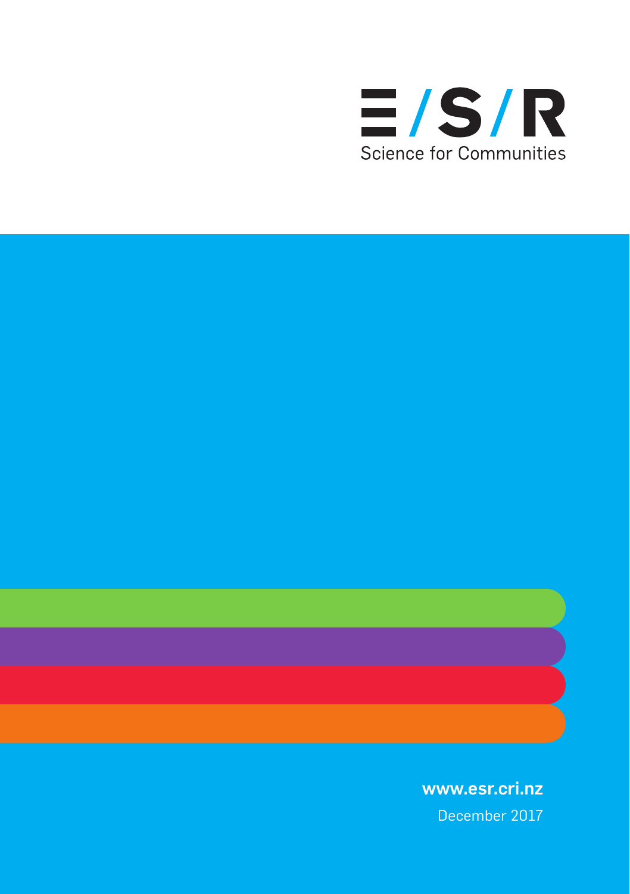E/S/R

Science for Communities

**www.esr.cri.nz**

December 2017